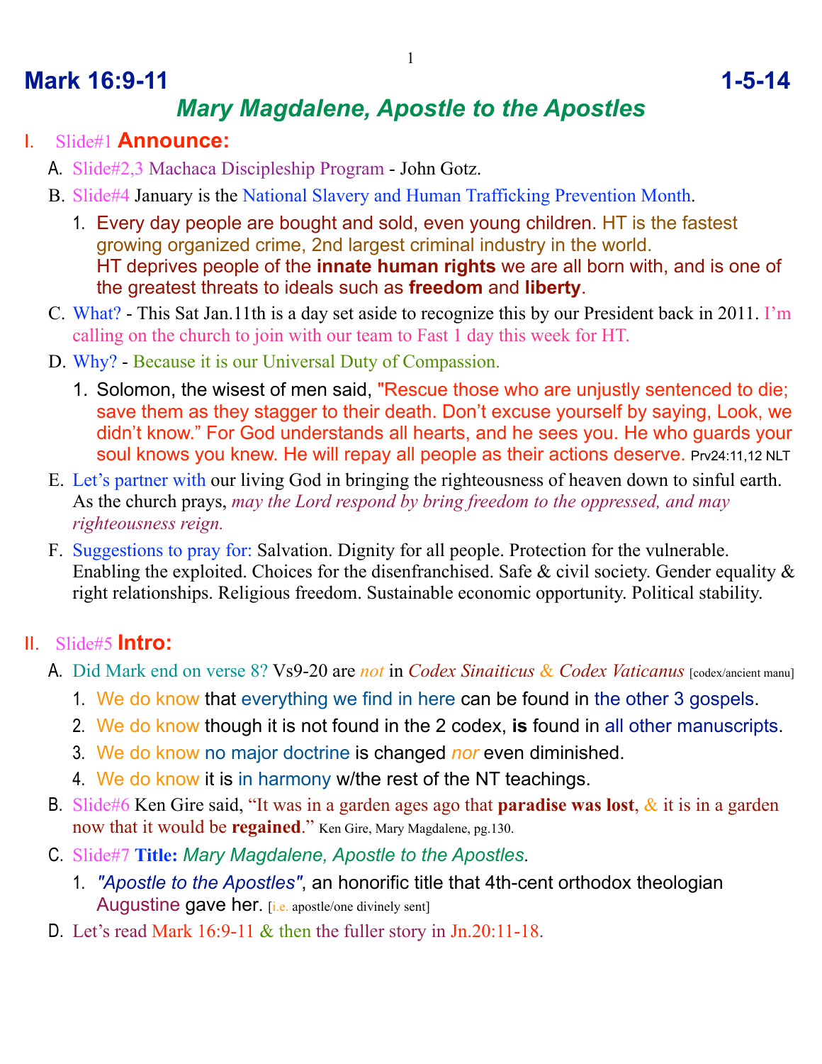# Mark 16:9-11 1-5-14

## *Mary Magdalene, Apostle to the Apostles*

I. Slide#1 **Announce:**

A. Slide#2,3 Machaca Discipleship Program - John Gotz.

B. Slide#4 January is the National Slavery and Human Trafficking Prevention Month.

1. Every day people are bought and sold, even young children. HT is the fastest growing organized crime, 2nd largest criminal industry in the world. HT deprives people of the **innate human rights** we are all born with, and is one of the greatest threats to ideals such as **freedom** and **liberty**.

C. What? - This Sat Jan.11th is a day set aside to recognize this by our President back in 2011. I'm calling on the church to join with our team to Fast 1 day this week for HT.

D. Why? - Because it is our Universal Duty of Compassion.

1. Solomon, the wisest of men said, "Rescue those who are unjustly sentenced to die; save them as they stagger to their death. Don't excuse yourself by saying, Look, we didn't know." For God understands all hearts, and he sees you. He who guards your soul knows you knew. He will repay all people as their actions deserve. Prv24:11,12 NLT

E. Let's partner with our living God in bringing the righteousness of heaven down to sinful earth. As the church prays, *may the Lord respond by bring freedom to the oppressed, and may righteousness reign.*

F. Suggestions to pray for: Salvation. Dignity for all people. Protection for the vulnerable. Enabling the exploited. Choices for the disenfranchised. Safe & civil society. Gender equality & right relationships. Religious freedom. Sustainable economic opportunity. Political stability.

II. Slide#5 **Intro:**

A. Did Mark end on verse 8? Vs9-20 are *not* in *Codex Sinaiticus & Codex Vaticanus* [codex/ancient manu]

1. We do know that everything we find in here can be found in the other 3 gospels.
2. We do know though it is not found in the 2 codex, **is** found in all other manuscripts.
3. We do know no major doctrine is changed *nor* even diminished.
4. We do know it is in harmony w/the rest of the NT teachings.

B. Slide#6 Ken Gire said, "It was in a garden ages ago that **paradise was lost**, & it is in a garden now that it would be **regained**." Ken Gire, Mary Magdalene, pg.130.

C. Slide#7 **Title:** *Mary Magdalene, Apostle to the Apostles*.

1. *"Apostle to the Apostles"*, an honorific title that 4th-cent orthodox theologian Augustine gave her. [i.e. apostle/one divinely sent]

D. Let's read Mark 16:9-11 & then the fuller story in Jn.20:11-18.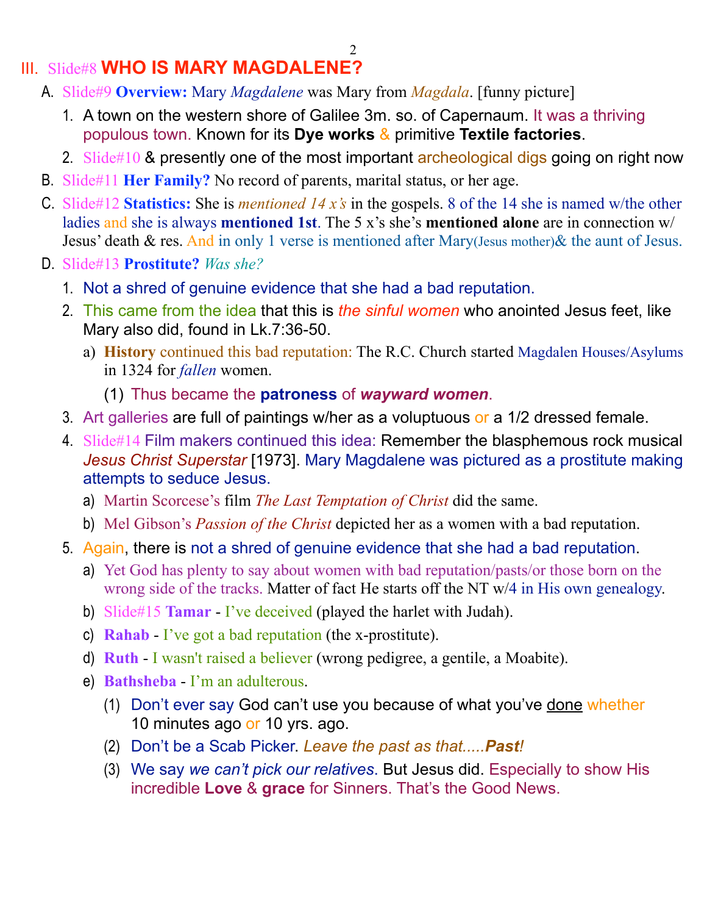## III. Slide#8 **WHO IS MARY MAGDALENE?**

A. Slide#9 **Overview:** Mary *Magdalene* was Mary from *Magdala*. [funny picture]

1. A town on the western shore of Galilee 3m. so. of Capernaum. It was a thriving populous town. Known for its **Dye works** & primitive **Textile factories**.
2. Slide#10 & presently one of the most important archeological digs going on right now

B. Slide#11 **Her Family?** No record of parents, marital status, or her age.

C. Slide#12 **Statistics:** She is *mentioned 14 x's* in the gospels. 8 of the 14 she is named w/the other ladies and she is always **mentioned 1st**. The 5 x's she's **mentioned alone** are in connection w/ Jesus' death & res. And in only 1 verse is mentioned after Mary(Jesus mother)& the aunt of Jesus.

D. Slide#13 **Prostitute?** *Was she?*

1. Not a shred of genuine evidence that she had a bad reputation.
2. This came from the idea that this is *the sinful women* who anointed Jesus feet, like Mary also did, found in Lk.7:36-50.
   a) **History** continued this bad reputation: The R.C. Church started Magdalen Houses/Asylums in 1324 for *fallen* women.
      (1) Thus became the **patroness** of ***wayward women***.
3. Art galleries are full of paintings w/her as a voluptuous or a 1/2 dressed female.
4. Slide#14 Film makers continued this idea: Remember the blasphemous rock musical *Jesus Christ Superstar* [1973]. Mary Magdalene was pictured as a prostitute making attempts to seduce Jesus.
   a) Martin Scorcese's film *The Last Temptation of Christ* did the same.
   b) Mel Gibson's *Passion of the Christ* depicted her as a women with a bad reputation.
5. Again, there is not a shred of genuine evidence that she had a bad reputation.
   a) Yet God has plenty to say about women with bad reputation/pasts/or those born on the wrong side of the tracks. Matter of fact He starts off the NT w/4 in His own genealogy.
   b) Slide#15 **Tamar** - I've deceived (played the harlet with Judah).
   c) **Rahab** - I've got a bad reputation (the x-prostitute).
   d) **Ruth** - I wasn't raised a believer (wrong pedigree, a gentile, a Moabite).
   e) **Bathsheba** - I'm an adulterous.
      (1) Don't ever say God can't use you because of what you've <u>done</u> whether 10 minutes ago or 10 yrs. ago.
      (2) Don't be a Scab Picker. *Leave the past as that.....**Past**!*
      (3) We say *we can't pick our relatives*. But Jesus did. Especially to show His incredible **Love** & **grace** for Sinners. That's the Good News.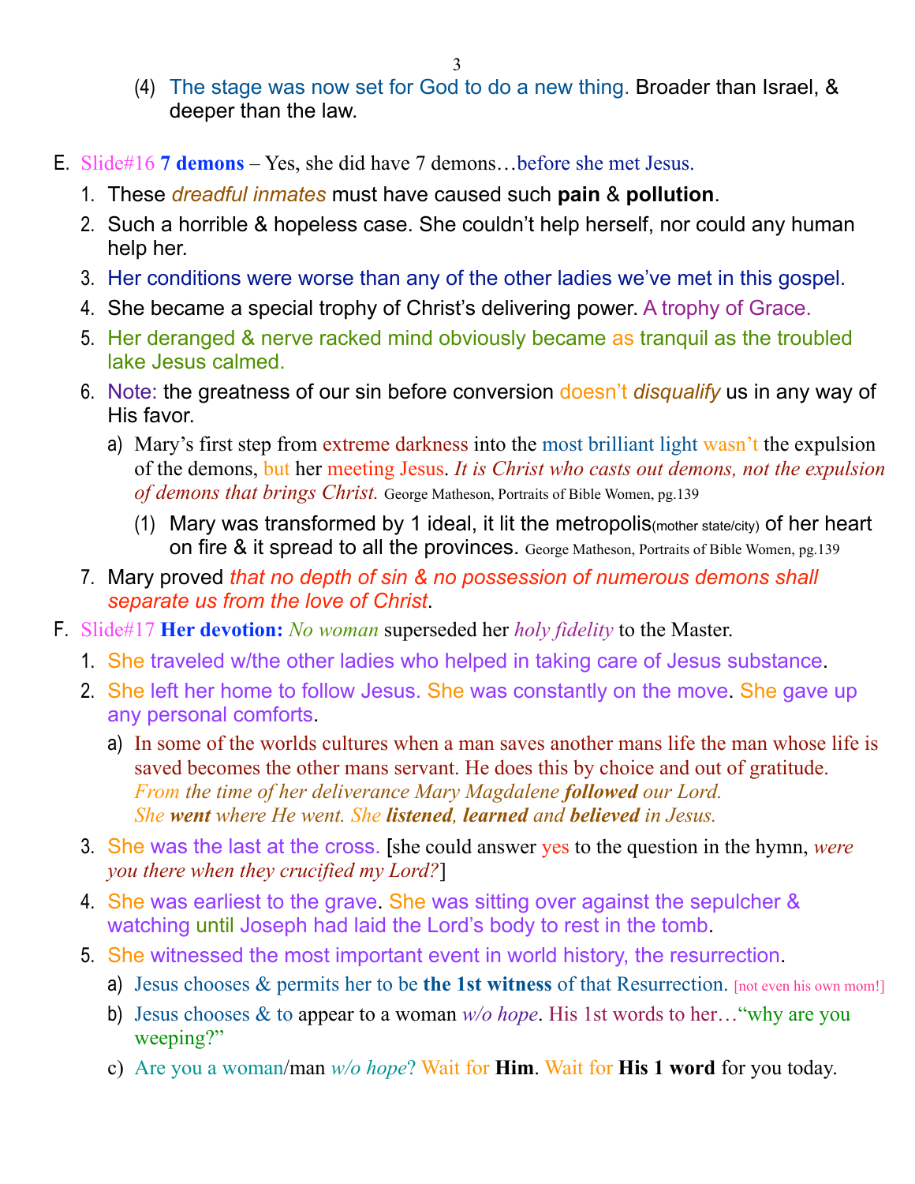(4) The stage was now set for God to do a new thing. Broader than Israel, & deeper than the law.

E. Slide#16 **7 demons** – Yes, she did have 7 demons…before she met Jesus.

1. These *dreadful inmates* must have caused such **pain** & **pollution**.
2. Such a horrible & hopeless case. She couldn't help herself, nor could any human help her.
3. Her conditions were worse than any of the other ladies we've met in this gospel.
4. She became a special trophy of Christ's delivering power. A trophy of Grace.
5. Her deranged & nerve racked mind obviously became as tranquil as the troubled lake Jesus calmed.
6. Note: the greatness of our sin before conversion doesn't *disqualify* us in any way of His favor.
   - a) Mary's first step from extreme darkness into the most brilliant light wasn't the expulsion of the demons, but her meeting Jesus. *It is Christ who casts out demons, not the expulsion of demons that brings Christ.* George Matheson, Portraits of Bible Women, pg.139
     - (1) Mary was transformed by 1 ideal, it lit the metropolis(mother state/city) of her heart on fire & it spread to all the provinces. George Matheson, Portraits of Bible Women, pg.139
7. Mary proved *that no depth of sin & no possession of numerous demons shall separate us from the love of Christ*.

F. Slide#17 **Her devotion:** *No woman* superseded her *holy fidelity* to the Master.

1. She traveled w/the other ladies who helped in taking care of Jesus substance.
2. She left her home to follow Jesus. She was constantly on the move. She gave up any personal comforts.
   - a) In some of the worlds cultures when a man saves another mans life the man whose life is saved becomes the other mans servant. He does this by choice and out of gratitude. *From the time of her deliverance Mary Magdalene **followed** our Lord. She **went** where He went. She **listened**, **learned** and **believed** in Jesus.*
3. She was the last at the cross. [she could answer yes to the question in the hymn, *were you there when they crucified my Lord?*]
4. She was earliest to the grave. She was sitting over against the sepulcher & watching until Joseph had laid the Lord's body to rest in the tomb.
5. She witnessed the most important event in world history, the resurrection.
   - a) Jesus chooses & permits her to be **the 1st witness** of that Resurrection. [not even his own mom!]
   - b) Jesus chooses & to appear to a woman *w/o hope*. His 1st words to her…"why are you weeping?"
   - c) Are you a woman/man *w/o hope*? Wait for **Him**. Wait for **His 1 word** for you today.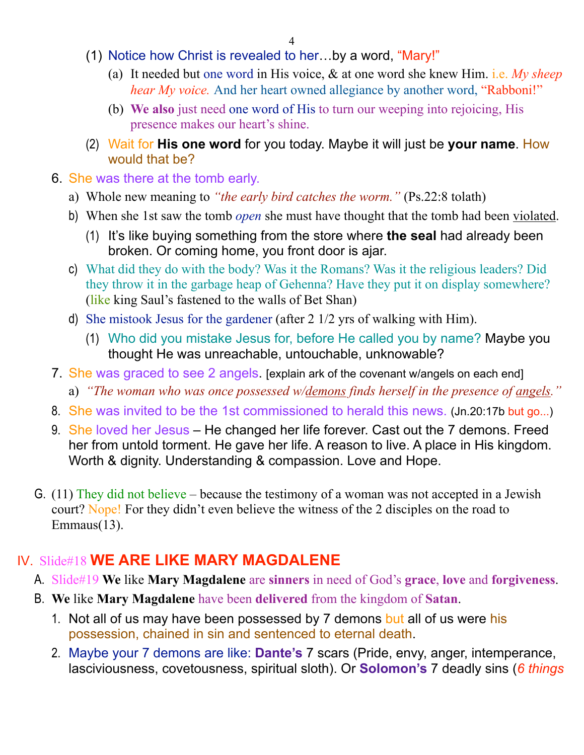(1) Notice how Christ is revealed to her…by a word, "Mary!"

(a) It needed but one word in His voice, & at one word she knew Him. i.e. *My sheep hear My voice.* And her heart owned allegiance by another word, "Rabboni!"

(b) **We also** just need one word of His to turn our weeping into rejoicing, His presence makes our heart's shine.

(2) Wait for **His one word** for you today. Maybe it will just be **your name**. How would that be?

6. She was there at the tomb early.

a) Whole new meaning to *"the early bird catches the worm."* (Ps.22:8 tolath)

b) When she 1st saw the tomb *open* she must have thought that the tomb had been violated.

(1) It's like buying something from the store where **the seal** had already been broken. Or coming home, you front door is ajar.

c) What did they do with the body? Was it the Romans? Was it the religious leaders? Did they throw it in the garbage heap of Gehenna? Have they put it on display somewhere? (like king Saul's fastened to the walls of Bet Shan)

d) She mistook Jesus for the gardener (after 2 1/2 yrs of walking with Him).

(1) Who did you mistake Jesus for, before He called you by name? Maybe you thought He was unreachable, untouchable, unknowable?

7. She was graced to see 2 angels. [explain ark of the covenant w/angels on each end]

a) *"The woman who was once possessed w/demons finds herself in the presence of angels."*

8. She was invited to be the 1st commissioned to herald this news. (Jn.20:17b but go...)

9. She loved her Jesus – He changed her life forever. Cast out the 7 demons. Freed her from untold torment. He gave her life. A reason to live. A place in His kingdom. Worth & dignity. Understanding & compassion. Love and Hope.

G. (11) They did not believe – because the testimony of a woman was not accepted in a Jewish court? Nope! For they didn't even believe the witness of the 2 disciples on the road to Emmaus(13).

## IV. Slide#18 WE ARE LIKE MARY MAGDALENE

A. Slide#19 **We** like **Mary Magdalene** are **sinners** in need of God's **grace**, **love** and **forgiveness**.

B. **We** like **Mary Magdalene** have been **delivered** from the kingdom of **Satan**.

1. Not all of us may have been possessed by 7 demons but all of us were his possession, chained in sin and sentenced to eternal death.

2. Maybe your 7 demons are like: **Dante's** 7 scars (Pride, envy, anger, intemperance, lasciviousness, covetousness, spiritual sloth). Or **Solomon's** 7 deadly sins (*6 things*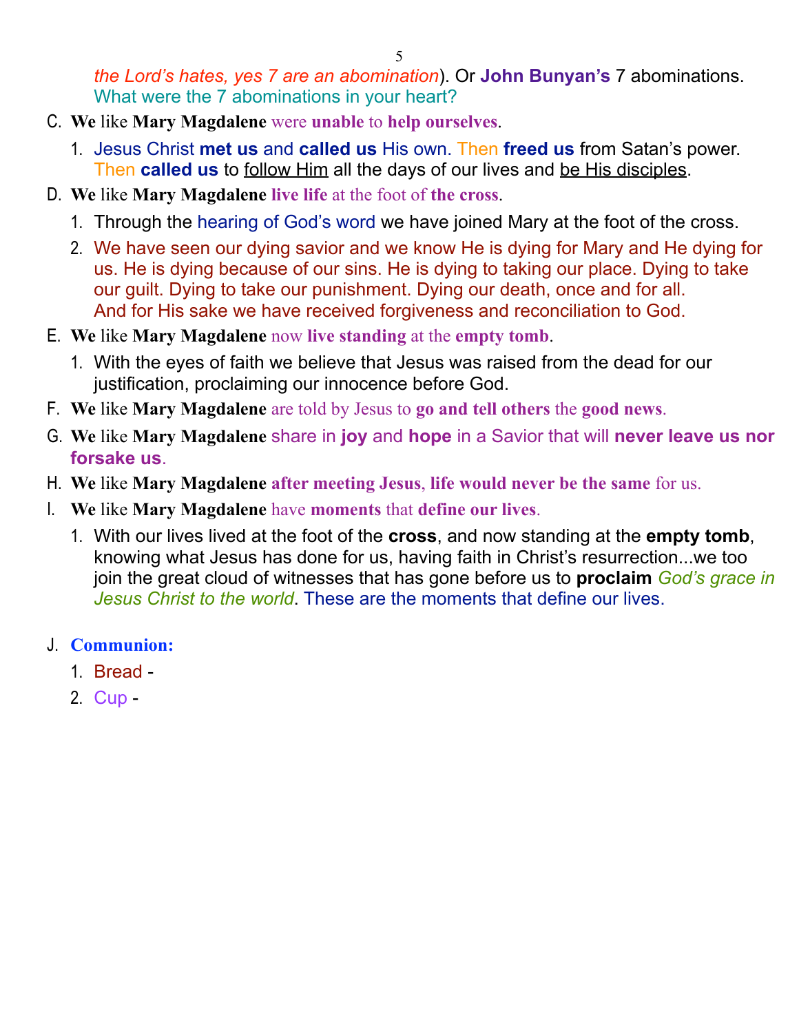*the Lord's hates, yes 7 are an abomination*). Or **John Bunyan's** 7 abominations. What were the 7 abominations in your heart?

C. **We** like **Mary Magdalene** were **unable** to **help ourselves**.

   1. Jesus Christ **met us** and **called us** His own. Then **freed us** from Satan's power. Then **called us** to follow Him all the days of our lives and be His disciples.

D. **We** like **Mary Magdalene live life** at the foot of **the cross**.

   1. Through the hearing of God's word we have joined Mary at the foot of the cross.
   2. We have seen our dying savior and we know He is dying for Mary and He dying for us. He is dying because of our sins. He is dying to taking our place. Dying to take our guilt. Dying to take our punishment. Dying our death, once and for all. And for His sake we have received forgiveness and reconciliation to God.

E. **We** like **Mary Magdalene** now **live standing** at the **empty tomb**.

   1. With the eyes of faith we believe that Jesus was raised from the dead for our justification, proclaiming our innocence before God.

F. **We** like **Mary Magdalene** are told by Jesus to **go and tell others** the **good news**.

G. **We** like **Mary Magdalene** share in **joy** and **hope** in a Savior that will **never leave us nor forsake us**.

H. **We** like **Mary Magdalene after meeting Jesus**, **life would never be the same** for us.

I. **We** like **Mary Magdalene** have **moments** that **define our lives**.

   1. With our lives lived at the foot of the **cross**, and now standing at the **empty tomb**, knowing what Jesus has done for us, having faith in Christ's resurrection...we too join the great cloud of witnesses that has gone before us to **proclaim** *God's grace in Jesus Christ to the world*. These are the moments that define our lives.

J. **Communion:**

   1. Bread -
   2. Cup -